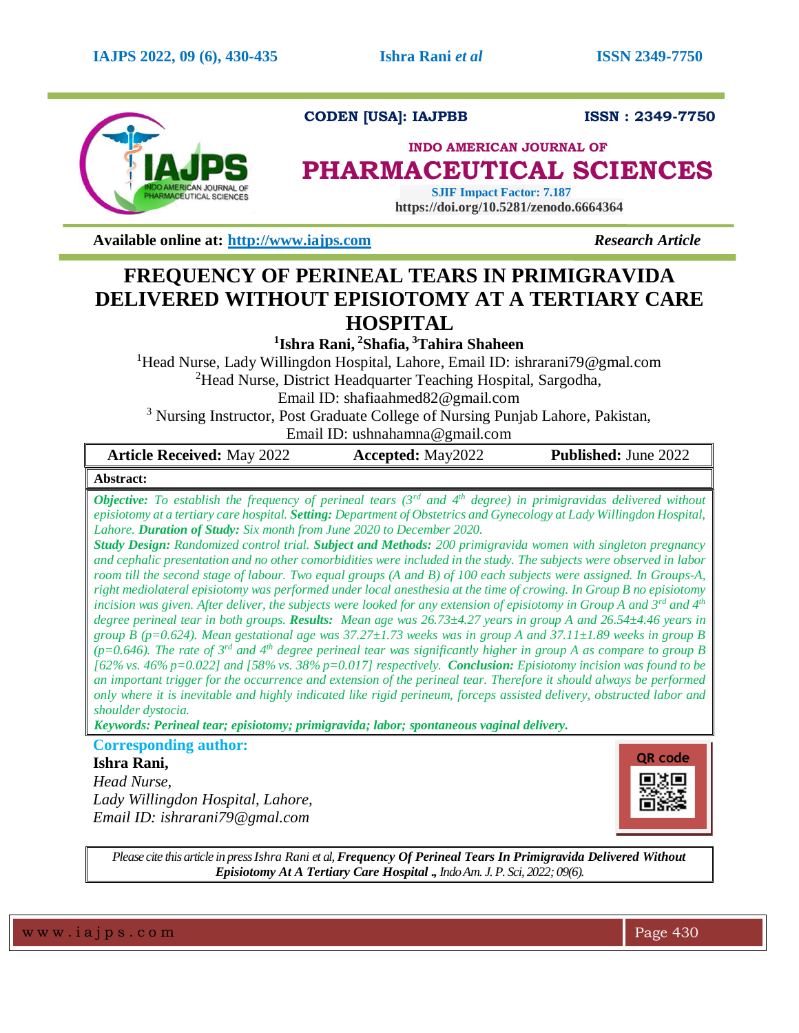CODEN [USA]: IAJPBB ISSN : 2349-7750

**INDO AMERICAN JOURNAL OF**
# PHARMACEUTICAL SCIENCES

SJIF Impact Factor: 7.187
https://doi.org/10.5281/zenodo.6664364

**Available online at: [http://www.iajps.com](http://www.iajps.com)** *Research Article*

# FREQUENCY OF PERINEAL TEARS IN PRIMIGRAVIDA DELIVERED WITHOUT EPISIOTOMY AT A TERTIARY CARE HOSPITAL

**[1]Ishra Rani, [2]Shafia, [3]Tahira Shaheen**

[1]Head Nurse, Lady Willingdon Hospital, Lahore, Email ID: ishrarani79@gmal.com
[2]Head Nurse, District Headquarter Teaching Hospital, Sargodha, Email ID: shafiaahmed82@gmail.com
[3] Nursing Instructor, Post Graduate College of Nursing Punjab Lahore, Pakistan, Email ID: ushnahamna@gmail.com

| **Article Received:** May 2022 | **Accepted:** May2022 | **Published:** June 2022 |
|---|---|---|

**Abstract:**

***Objective:*** *To establish the frequency of perineal tears (3rd and 4th degree) in primigravidas delivered without episiotomy at a tertiary care hospital.* ***Setting:*** *Department of Obstetrics and Gynecology at Lady Willingdon Hospital, Lahore.* ***Duration of Study:*** *Six month from June 2020 to December 2020.*

***Study Design:*** *Randomized control trial.* ***Subject and Methods:*** *200 primigravida women with singleton pregnancy and cephalic presentation and no other comorbidities were included in the study. The subjects were observed in labor room till the second stage of labour. Two equal groups (A and B) of 100 each subjects were assigned. In Groups-A, right mediolateral episiotomy was performed under local anesthesia at the time of crowing. In Group B no episiotomy incision was given. After deliver, the subjects were looked for any extension of episiotomy in Group A and 3rd and 4th degree perineal tear in both groups.* ***Results:*** *Mean age was 26.73±4.27 years in group A and 26.54±4.46 years in group B (p=0.624). Mean gestational age was 37.27±1.73 weeks was in group A and 37.11±1.89 weeks in group B (p=0.646). The rate of 3rd and 4th degree perineal tear was significantly higher in group A as compare to group B [62% vs. 46% p=0.022] and [58% vs. 38% p=0.017] respectively.* ***Conclusion:*** *Episiotomy incision was found to be an important trigger for the occurrence and extension of the perineal tear. Therefore it should always be performed only where it is inevitable and highly indicated like rigid perineum, forceps assisted delivery, obstructed labor and shoulder dystocia.*

***Keywords: Perineal tear; episiotomy; primigravida; labor; spontaneous vaginal delivery.***

**Corresponding author:**

**Ishra Rani,**
*Head Nurse,*
*Lady Willingdon Hospital, Lahore,*
*Email ID: ishrarani79@gmal.com*

QR code

*Please cite this article in press Ishra Rani et al,* ***Frequency Of Perineal Tears In Primigravida Delivered Without Episiotomy At A Tertiary Care Hospital .,*** *Indo Am. J. P. Sci, 2022; 09(6).*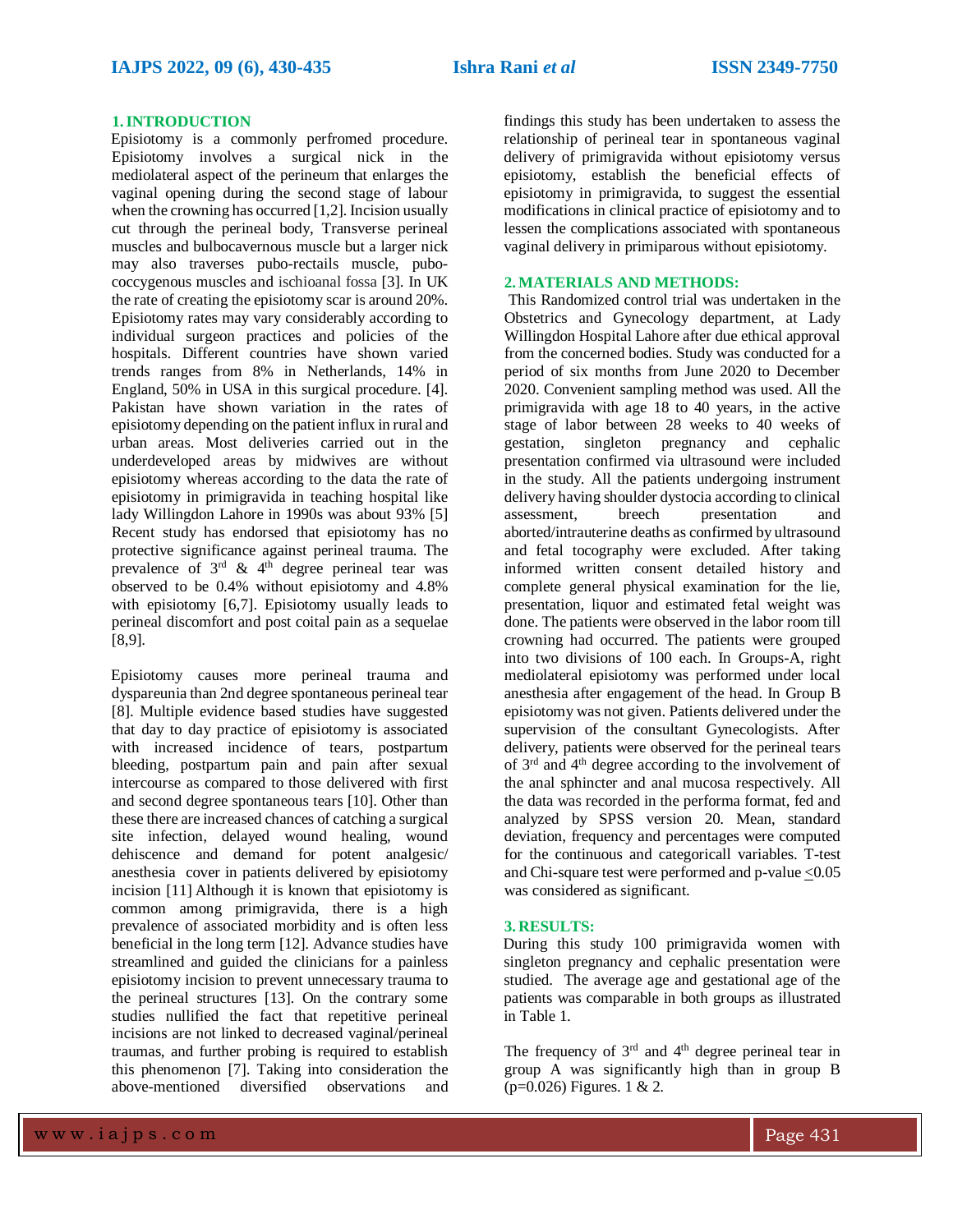## 1. INTRODUCTION

Episiotomy is a commonly perfromed procedure. Episiotomy involves a surgical nick in the mediolateral aspect of the perineum that enlarges the vaginal opening during the second stage of labour when the crowning has occurred [1,2]. Incision usually cut through the perineal body, Transverse perineal muscles and bulbocavernous muscle but a larger nick may also traverses pubo-rectails muscle, pubo-coccygenous muscles and ischioanal fossa [3]. In UK the rate of creating the episiotomy scar is around 20%. Episiotomy rates may vary considerably according to individual surgeon practices and policies of the hospitals. Different countries have shown varied trends ranges from 8% in Netherlands, 14% in England, 50% in USA in this surgical procedure. [4]. Pakistan have shown variation in the rates of episiotomy depending on the patient influx in rural and urban areas. Most deliveries carried out in the underdeveloped areas by midwives are without episiotomy whereas according to the data the rate of episiotomy in primigravida in teaching hospital like lady Willingdon Lahore in 1990s was about 93% [5] Recent study has endorsed that episiotomy has no protective significance against perineal trauma. The prevalence of 3rd & 4th degree perineal tear was observed to be 0.4% without episiotomy and 4.8% with episiotomy [6,7]. Episiotomy usually leads to perineal discomfort and post coital pain as a sequelae [8,9].

Episiotomy causes more perineal trauma and dyspareunia than 2nd degree spontaneous perineal tear [8]. Multiple evidence based studies have suggested that day to day practice of episiotomy is associated with increased incidence of tears, postpartum bleeding, postpartum pain and pain after sexual intercourse as compared to those delivered with first and second degree spontaneous tears [10]. Other than these there are increased chances of catching a surgical site infection, delayed wound healing, wound dehiscence and demand for potent analgesic/ anesthesia cover in patients delivered by episiotomy incision [11] Although it is known that episiotomy is common among primigravida, there is a high prevalence of associated morbidity and is often less beneficial in the long term [12]. Advance studies have streamlined and guided the clinicians for a painless episiotomy incision to prevent unnecessary trauma to the perineal structures [13]. On the contrary some studies nullified the fact that repetitive perineal incisions are not linked to decreased vaginal/perineal traumas, and further probing is required to establish this phenomenon [7]. Taking into consideration the above-mentioned diversified observations and findings this study has been undertaken to assess the relationship of perineal tear in spontaneous vaginal delivery of primigravida without episiotomy versus episiotomy, establish the beneficial effects of episiotomy in primigravida, to suggest the essential modifications in clinical practice of episiotomy and to lessen the complications associated with spontaneous vaginal delivery in primiparous without episiotomy.

## 2. MATERIALS AND METHODS:

This Randomized control trial was undertaken in the Obstetrics and Gynecology department, at Lady Willingdon Hospital Lahore after due ethical approval from the concerned bodies. Study was conducted for a period of six months from June 2020 to December 2020. Convenient sampling method was used. All the primigravida with age 18 to 40 years, in the active stage of labor between 28 weeks to 40 weeks of gestation, singleton pregnancy and cephalic presentation confirmed via ultrasound were included in the study. All the patients undergoing instrument delivery having shoulder dystocia according to clinical assessment, breech presentation and aborted/intrauterine deaths as confirmed by ultrasound and fetal tocography were excluded. After taking informed written consent detailed history and complete general physical examination for the lie, presentation, liquor and estimated fetal weight was done. The patients were observed in the labor room till crowning had occurred. The patients were grouped into two divisions of 100 each. In Groups-A, right mediolateral episiotomy was performed under local anesthesia after engagement of the head. In Group B episiotomy was not given. Patients delivered under the supervision of the consultant Gynecologists. After delivery, patients were observed for the perineal tears of 3rd and 4th degree according to the involvement of the anal sphincter and anal mucosa respectively. All the data was recorded in the performa format, fed and analyzed by SPSS version 20. Mean, standard deviation, frequency and percentages were computed for the continuous and categoricall variables. T-test and Chi-square test were performed and p-value $\leq$0.05 was considered as significant.

## 3. RESULTS:

During this study 100 primigravida women with singleton pregnancy and cephalic presentation were studied. The average age and gestational age of the patients was comparable in both groups as illustrated in Table 1.

The frequency of 3rd and 4th degree perineal tear in group A was significantly high than in group B (p=0.026) Figures. 1 & 2.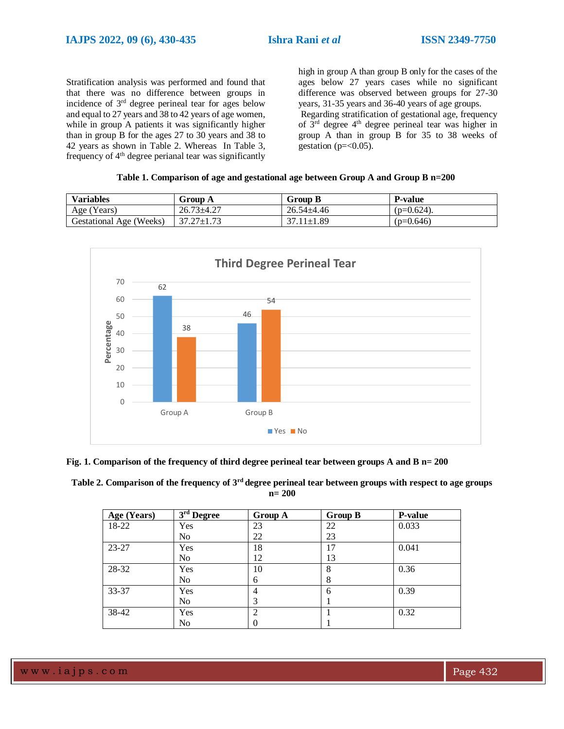Stratification analysis was performed and found that that there was no difference between groups in incidence of 3rd degree perineal tear for ages below and equal to 27 years and 38 to 42 years of age women, while in group A patients it was significantly higher than in group B for the ages 27 to 30 years and 38 to 42 years as shown in Table 2. Whereas In Table 3, frequency of 4th degree perianal tear was significantly high in group A than group B only for the cases of the ages below 27 years cases while no significant difference was observed between groups for 27-30 years, 31-35 years and 36-40 years of age groups.

Regarding stratification of gestational age, frequency of 3rd degree 4th degree perineal tear was higher in group A than in group B for 35 to 38 weeks of gestation (p=<0.05).

**Table 1. Comparison of age and gestational age between Group A and Group B n=200**

| Variables | Group A | Group B | P-value |
|---|---|---|---|
| Age (Years) | 26.73±4.27 | 26.54±4.46 | (p=0.624). |
| Gestational Age (Weeks) | 37.27±1.73 | 37.11±1.89 | (p=0.646) |

Third Degree Perineal Tear

| | Yes (%) | No (%) |
|---|---|---|
| Group A | 62 | 38 |
| Group B | 46 | 54 |

**Fig. 1. Comparison of the frequency of third degree perineal tear between groups A and B n= 200**

**Table 2. Comparison of the frequency of 3rd degree perineal tear between groups with respect to age groups n= 200**

| Age (Years) | 3rd Degree | Group A | Group B | P-value |
|---|---|---|---|---|
| 18-22 | Yes | 23 | 22 | 0.033 |
| | No | 22 | 23 | |
| 23-27 | Yes | 18 | 17 | 0.041 |
| | No | 12 | 13 | |
| 28-32 | Yes | 10 | 8 | 0.36 |
| | No | 6 | 8 | |
| 33-37 | Yes | 4 | 6 | 0.39 |
| | No | 3 | 1 | |
| 38-42 | Yes | 2 | 1 | 0.32 |
| | No | 0 | 1 | |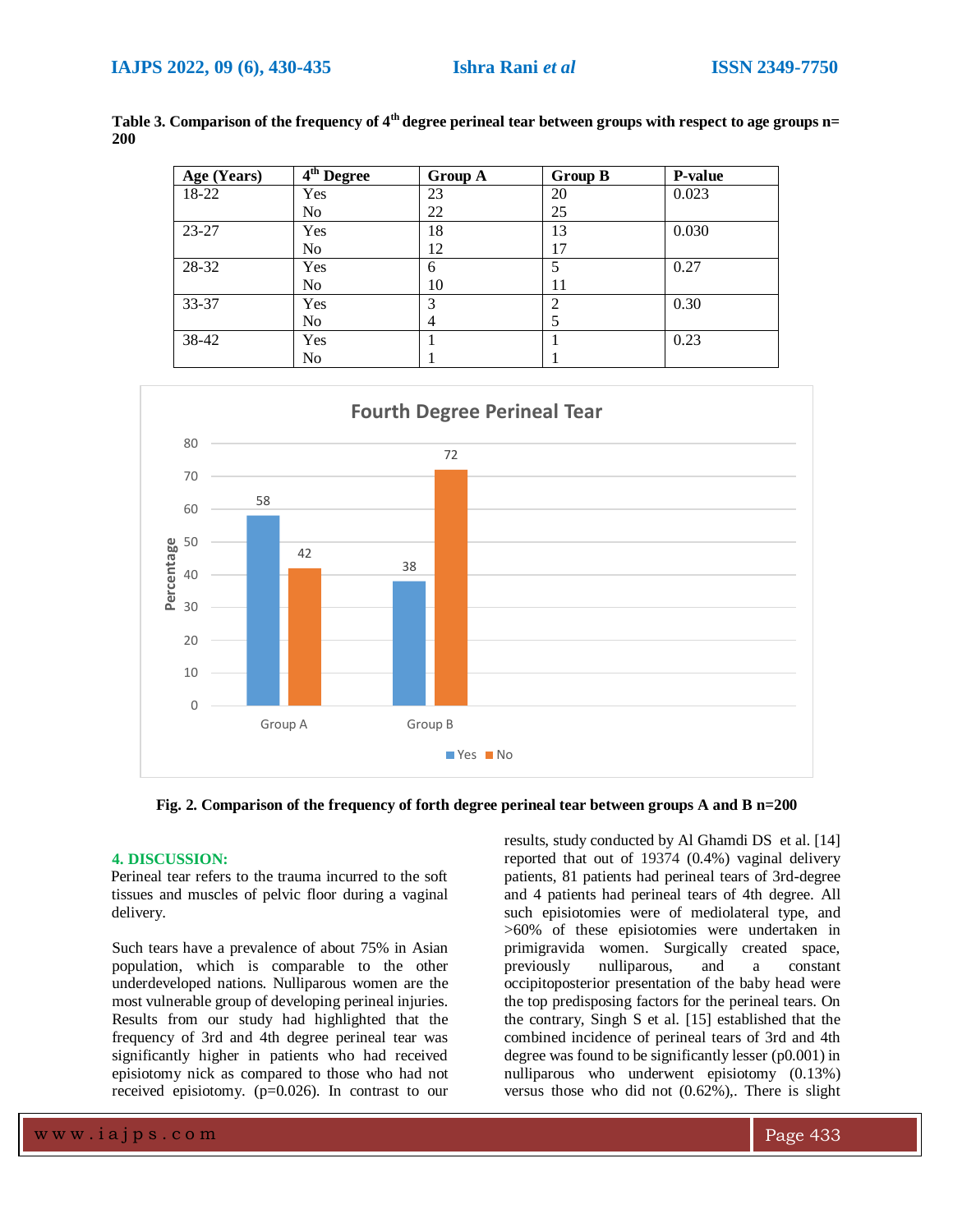**Table 3. Comparison of the frequency of 4th degree perineal tear between groups with respect to age groups n= 200**

| Age (Years) | 4th Degree | Group A | Group B | P-value |
|---|---|---|---|---|
| 18-22 | Yes | 23 | 20 | 0.023 |
| | No | 22 | 25 | |
| 23-27 | Yes | 18 | 13 | 0.030 |
| | No | 12 | 17 | |
| 28-32 | Yes | 6 | 5 | 0.27 |
| | No | 10 | 11 | |
| 33-37 | Yes | 3 | 2 | 0.30 |
| | No | 4 | 5 | |
| 38-42 | Yes | 1 | 1 | 0.23 |
| | No | 1 | 1 | |

Fourth Degree Perineal Tear

| | Yes (%) | No (%) |
|---|---|---|
| Group A | 58 | 42 |
| Group B | 38 | 72 |

**Fig. 2. Comparison of the frequency of forth degree perineal tear between groups A and B n=200**

## 4. DISCUSSION:

Perineal tear refers to the trauma incurred to the soft tissues and muscles of pelvic floor during a vaginal delivery.

Such tears have a prevalence of about 75% in Asian population, which is comparable to the other underdeveloped nations. Nulliparous women are the most vulnerable group of developing perineal injuries. Results from our study had highlighted that the frequency of 3rd and 4th degree perineal tear was significantly higher in patients who had received episiotomy nick as compared to those who had not received episiotomy. (p=0.026). In contrast to our results, study conducted by Al Ghamdi DS et al. [14] reported that out of 19374 (0.4%) vaginal delivery patients, 81 patients had perineal tears of 3rd-degree and 4 patients had perineal tears of 4th degree. All such episiotomies were of mediolateral type, and >60% of these episiotomies were undertaken in primigravida women. Surgically created space, previously nulliparous, and a constant occipitoposterior presentation of the baby head were the top predisposing factors for the perineal tears. On the contrary, Singh S et al. [15] established that the combined incidence of perineal tears of 3rd and 4th degree was found to be significantly lesser (p0.001) in nulliparous who underwent episiotomy (0.13%) versus those who did not (0.62%),. There is slight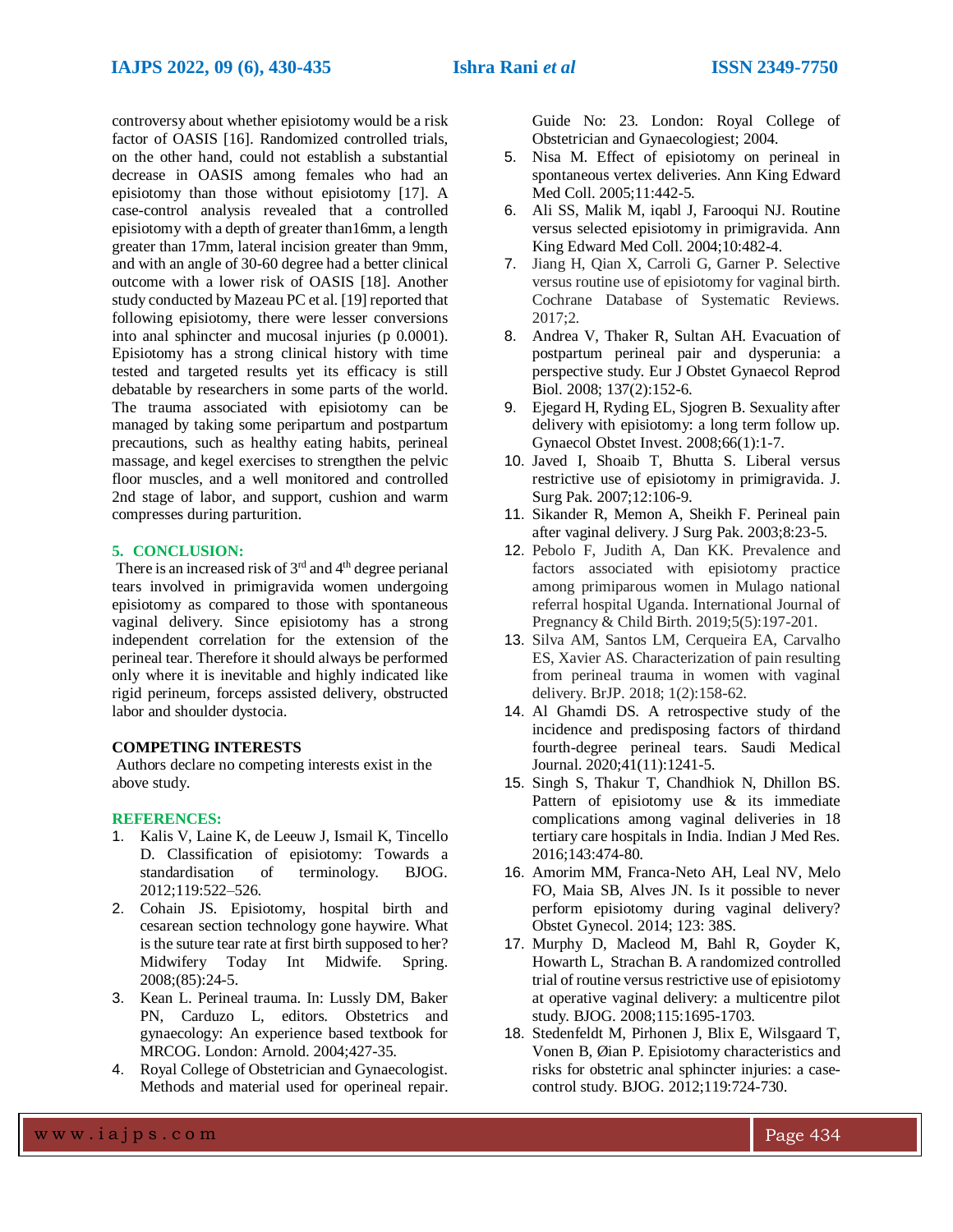controversy about whether episiotomy would be a risk factor of OASIS [16]. Randomized controlled trials, on the other hand, could not establish a substantial decrease in OASIS among females who had an episiotomy than those without episiotomy [17]. A case-control analysis revealed that a controlled episiotomy with a depth of greater than16mm, a length greater than 17mm, lateral incision greater than 9mm, and with an angle of 30-60 degree had a better clinical outcome with a lower risk of OASIS [18]. Another study conducted by Mazeau PC et al. [19] reported that following episiotomy, there were lesser conversions into anal sphincter and mucosal injuries (p 0.0001). Episiotomy has a strong clinical history with time tested and targeted results yet its efficacy is still debatable by researchers in some parts of the world. The trauma associated with episiotomy can be managed by taking some peripartum and postpartum precautions, such as healthy eating habits, perineal massage, and kegel exercises to strengthen the pelvic floor muscles, and a well monitored and controlled 2nd stage of labor, and support, cushion and warm compresses during parturition.

## 5. CONCLUSION:

There is an increased risk of 3rd and 4th degree perianal tears involved in primigravida women undergoing episiotomy as compared to those with spontaneous vaginal delivery. Since episiotomy has a strong independent correlation for the extension of the perineal tear. Therefore it should always be performed only where it is inevitable and highly indicated like rigid perineum, forceps assisted delivery, obstructed labor and shoulder dystocia.

## COMPETING INTERESTS

Authors declare no competing interests exist in the above study.

## REFERENCES:

1. Kalis V, Laine K, de Leeuw J, Ismail K, Tincello D. Classification of episiotomy: Towards a standardisation of terminology. BJOG. 2012;119:522–526.
2. Cohain JS. Episiotomy, hospital birth and cesarean section technology gone haywire. What is the suture tear rate at first birth supposed to her? Midwifery Today Int Midwife. Spring. 2008;(85):24-5.
3. Kean L. Perineal trauma. In: Lussly DM, Baker PN, Carduzo L, editors. Obstetrics and gynaecology: An experience based textbook for MRCOG. London: Arnold. 2004;427-35.
4. Royal College of Obstetrician and Gynaecologist. Methods and material used for operineal repair. Guide No: 23. London: Royal College of Obstetrician and Gynaecologiest; 2004.
5. Nisa M. Effect of episiotomy on perineal in spontaneous vertex deliveries. Ann King Edward Med Coll. 2005;11:442-5.
6. Ali SS, Malik M, iqabl J, Farooqui NJ. Routine versus selected episiotomy in primigravida. Ann King Edward Med Coll. 2004;10:482-4.
7. Jiang H, Qian X, Carroli G, Garner P. Selective versus routine use of episiotomy for vaginal birth. Cochrane Database of Systematic Reviews. 2017;2.
8. Andrea V, Thaker R, Sultan AH. Evacuation of postpartum perineal pair and dysperunia: a perspective study. Eur J Obstet Gynaecol Reprod Biol. 2008; 137(2):152-6.
9. Ejegard H, Ryding EL, Sjogren B. Sexuality after delivery with episiotomy: a long term follow up. Gynaecol Obstet Invest. 2008;66(1):1-7.
10. Javed I, Shoaib T, Bhutta S. Liberal versus restrictive use of episiotomy in primigravida. J. Surg Pak. 2007;12:106-9.
11. Sikander R, Memon A, Sheikh F. Perineal pain after vaginal delivery. J Surg Pak. 2003;8:23-5.
12. Pebolo F, Judith A, Dan KK. Prevalence and factors associated with episiotomy practice among primiparous women in Mulago national referral hospital Uganda. International Journal of Pregnancy & Child Birth. 2019;5(5):197-201.
13. Silva AM, Santos LM, Cerqueira EA, Carvalho ES, Xavier AS. Characterization of pain resulting from perineal trauma in women with vaginal delivery. BrJP. 2018; 1(2):158-62.
14. Al Ghamdi DS. A retrospective study of the incidence and predisposing factors of thirdand fourth-degree perineal tears. Saudi Medical Journal. 2020;41(11):1241-5.
15. Singh S, Thakur T, Chandhiok N, Dhillon BS. Pattern of episiotomy use & its immediate complications among vaginal deliveries in 18 tertiary care hospitals in India. Indian J Med Res. 2016;143:474-80.
16. Amorim MM, Franca-Neto AH, Leal NV, Melo FO, Maia SB, Alves JN. Is it possible to never perform episiotomy during vaginal delivery? Obstet Gynecol. 2014; 123: 38S.
17. Murphy D, Macleod M, Bahl R, Goyder K, Howarth L, Strachan B. A randomized controlled trial of routine versus restrictive use of episiotomy at operative vaginal delivery: a multicentre pilot study. BJOG. 2008;115:1695-1703.
18. Stedenfeldt M, Pirhonen J, Blix E, Wilsgaard T, Vonen B, Øian P. Episiotomy characteristics and risks for obstetric anal sphincter injuries: a case-control study. BJOG. 2012;119:724-730.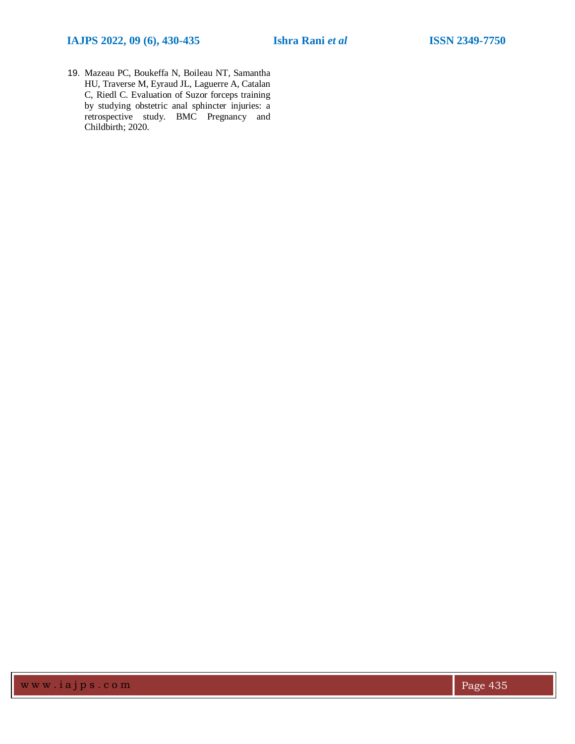19. Mazeau PC, Boukeffa N, Boileau NT, Samantha HU, Traverse M, Eyraud JL, Laguerre A, Catalan C, Riedl C. Evaluation of Suzor forceps training by studying obstetric anal sphincter injuries: a retrospective study. BMC Pregnancy and Childbirth; 2020.